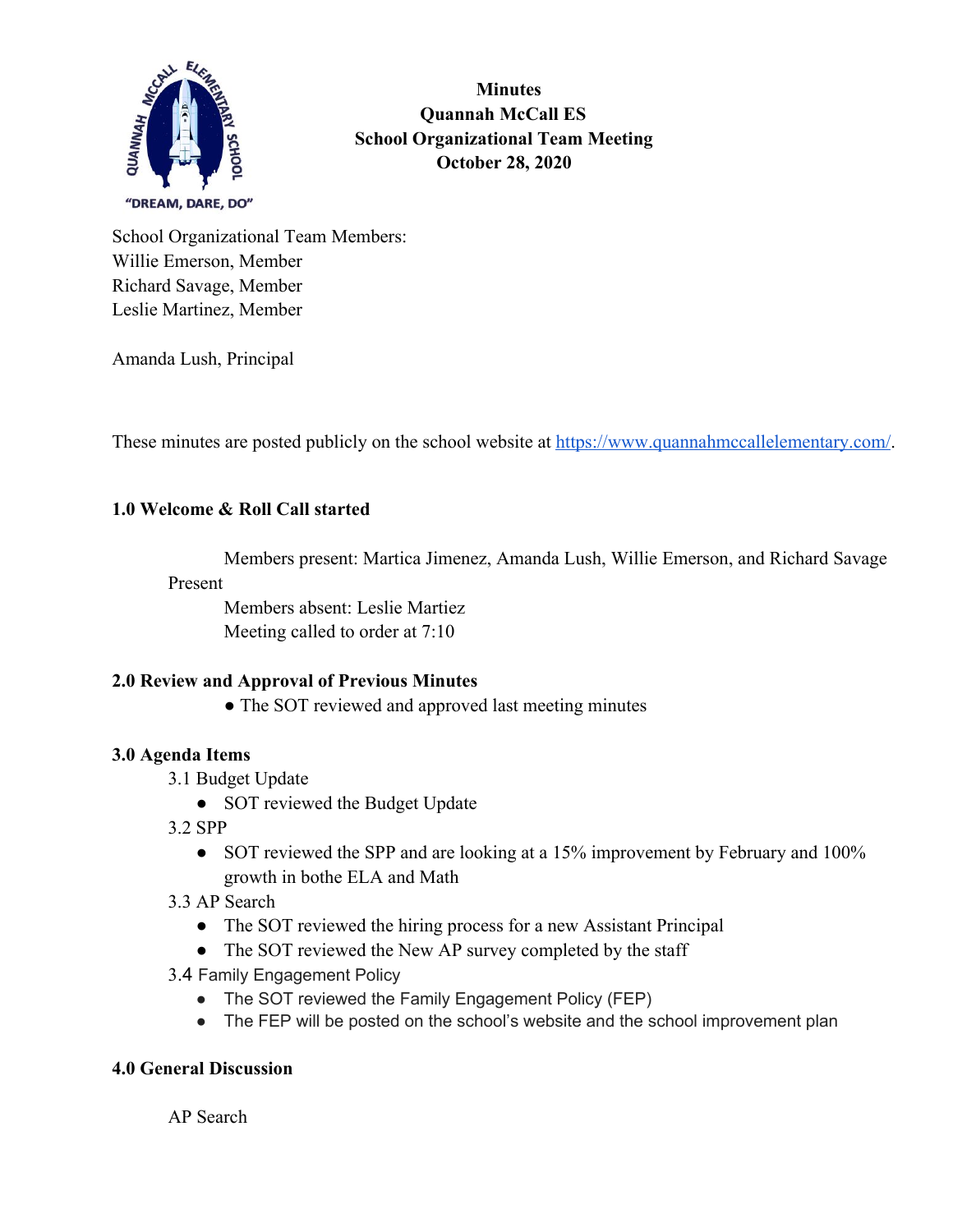# Minutes
## Quannah McCall ES
## School Organizational Team Meeting
## October 28, 2020

School Organizational Team Members:
Willie Emerson, Member
Richard Savage, Member
Leslie Martinez, Member

Amanda Lush, Principal

These minutes are posted publicly on the school website at https://www.quannahmccallelementary.com/.

### 1.0 Welcome & Roll Call started

Members present: Martica Jimenez, Amanda Lush, Willie Emerson, and Richard Savage Present
Members absent: Leslie Martiez
Meeting called to order at 7:10

### 2.0 Review and Approval of Previous Minutes

- The SOT reviewed and approved last meeting minutes

### 3.0 Agenda Items

3.1 Budget Update
- SOT reviewed the Budget Update

3.2 SPP
- SOT reviewed the SPP and are looking at a 15% improvement by February and 100% growth in bothe ELA and Math

3.3 AP Search
- The SOT reviewed the hiring process for a new Assistant Principal
- The SOT reviewed the New AP survey completed by the staff

3.4 Family Engagement Policy
- The SOT reviewed the Family Engagement Policy (FEP)
- The FEP will be posted on the school's website and the school improvement plan

### 4.0 General Discussion

AP Search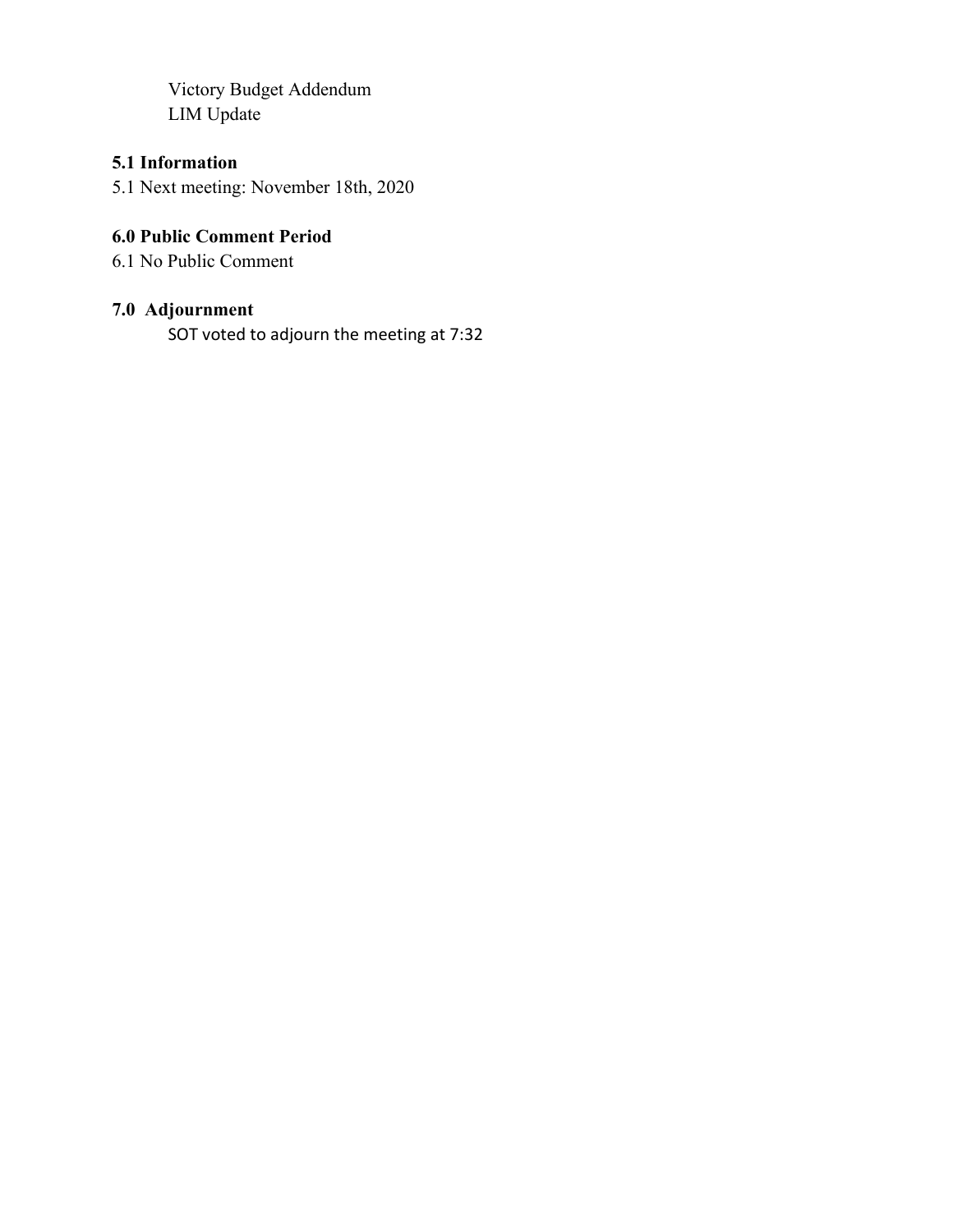Victory Budget Addendum
LIM Update

**5.1 Information**

5.1 Next meeting: November 18th, 2020

**6.0 Public Comment Period**

6.1 No Public Comment

**7.0 Adjournment**

SOT voted to adjourn the meeting at 7:32